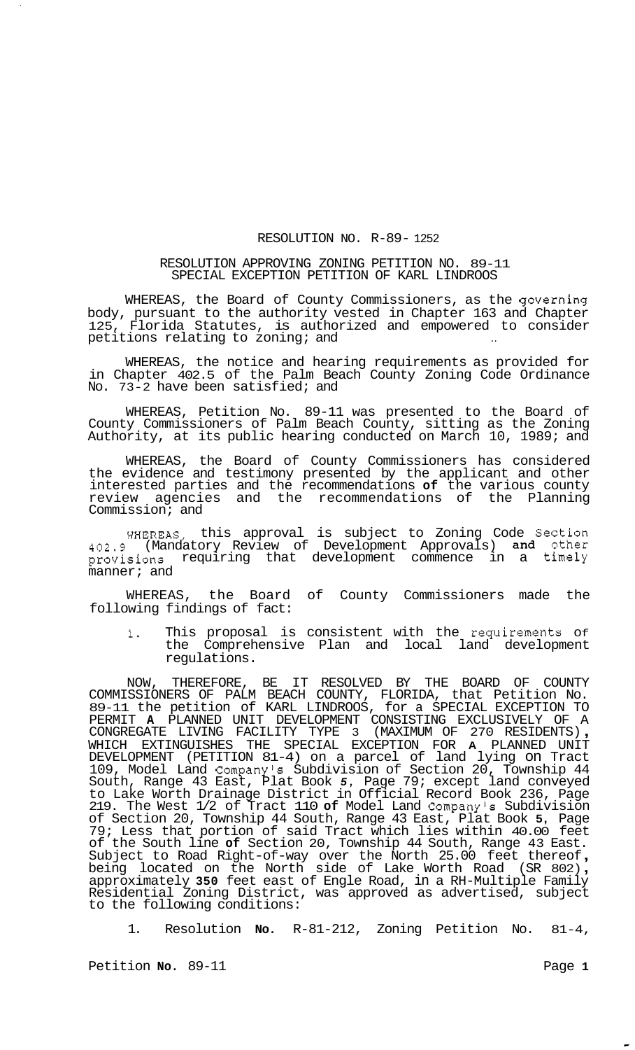RESOLUTION NO. R-89- 1252

RESOLUTION APPROVING ZONING PETITION NO. 89-11
SPECIAL EXCEPTION PETITION OF KARL LINDROOS

WHEREAS, the Board of County Commissioners, as the governing body, pursuant to the authority vested in Chapter 163 and Chapter 125, Florida Statutes, is authorized and empowered to consider petitions relating to zoning; and

WHEREAS, the notice and hearing requirements as provided for in Chapter 402.5 of the Palm Beach County Zoning Code Ordinance No. 73-2 have been satisfied; and

WHEREAS, Petition No. 89-11 was presented to the Board of County Commissioners of Palm Beach County, sitting as the Zoning Authority, at its public hearing conducted on March 10, 1989; and

WHEREAS, the Board of County Commissioners has considered the evidence and testimony presented by the applicant and other interested parties and the recommendations **of** the various county review agencies and the recommendations of the Planning Commission; and

WHEREAS, this approval is subject to Zoning Code Section 402.9 (Mandatory Review of Development Approvals) **and** other provisions requiring that development commence in a timely manner; and

WHEREAS, the Board of County Commissioners made the following findings of fact:

1. This proposal is consistent with the requirements of the Comprehensive Plan and local land development regulations.

NOW, THEREFORE, BE IT RESOLVED BY THE BOARD OF COUNTY COMMISSIONERS OF PALM BEACH COUNTY, FLORIDA, that Petition No. 89-11 the petition of KARL LINDROOS, for a SPECIAL EXCEPTION TO PERMIT **A** PLANNED UNIT DEVELOPMENT CONSISTING EXCLUSIVELY OF A CONGREGATE LIVING FACILITY TYPE 3 (MAXIMUM OF 270 RESIDENTS), WHICH EXTINGUISHES THE SPECIAL EXCEPTION FOR **A** PLANNED UNIT DEVELOPMENT (PETITION 81-4) on a parcel of land lying on Tract 109, Model Land Company's Subdivision of Section 20, Township 44 South, Range 43 East, Plat Book *5*, Page 79; except land conveyed to Lake Worth Drainage District in Official Record Book 236, Page 219. The West 1/2 of Tract 110 **of** Model Land Company's Subdivision of Section 20, Township 44 South, Range 43 East, Plat Book **5**, Page 79; Less that portion of said Tract which lies within 40.00 feet of the South line **of** Section 20, Township 44 South, Range 43 East. Subject to Road Right-of-way over the North 25.00 feet thereof, being located on the North side of Lake Worth Road (SR 802), approximately **350** feet east of Engle Road, in a RH-Multiple Family Residential Zoning District, was approved as advertised, subject to the following conditions:

1. Resolution **No.** R-81-212, Zoning Petition No. 81-4,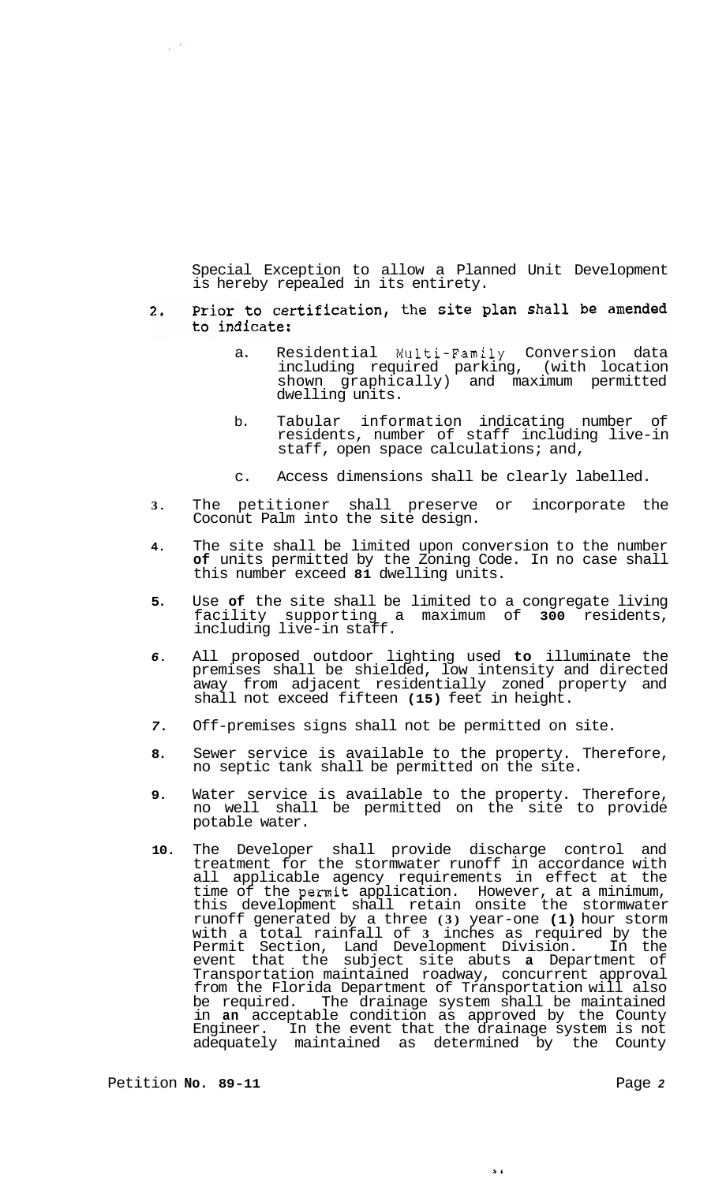Special Exception to allow a Planned Unit Development is hereby repealed in its entirety.

2. Prior to certification, the site plan shall be amended to indicate:

   a. Residential Multi-Family Conversion data including required parking, (with location shown graphically) and maximum permitted dwelling units.

   b. Tabular information indicating number of residents, number of staff including live-in staff, open space calculations; and,

   c. Access dimensions shall be clearly labelled.

3. The petitioner shall preserve or incorporate the Coconut Palm into the site design.

4. The site shall be limited upon conversion to the number **of** units permitted by the Zoning Code. In no case shall this number exceed **81** dwelling units.

5. Use **of** the site shall be limited to a congregate living facility supporting a maximum of **300** residents, including live-in staff.

6. All proposed outdoor lighting used **to** illuminate the premises shall be shielded, low intensity and directed away from adjacent residentially zoned property and shall not exceed fifteen **(15)** feet in height.

7. Off-premises signs shall not be permitted on site.

8. Sewer service is available to the property. Therefore, no septic tank shall be permitted on the site.

9. Water service is available to the property. Therefore, no well shall be permitted on the site to provide potable water.

10. The Developer shall provide discharge control and treatment for the stormwater runoff in accordance with all applicable agency requirements in effect at the time of the permit application. However, at a minimum, this development shall retain onsite the stormwater runoff generated by a three **(3)** year-one **(1)** hour storm with a total rainfall of **3** inches as required by the Permit Section, Land Development Division. In the event that the subject site abuts **a** Department of Transportation maintained roadway, concurrent approval from the Florida Department of Transportation will also be required. The drainage system shall be maintained in **an** acceptable condition as approved by the County Engineer. In the event that the drainage system is not adequately maintained as determined by the County

Petition **No. 89-11**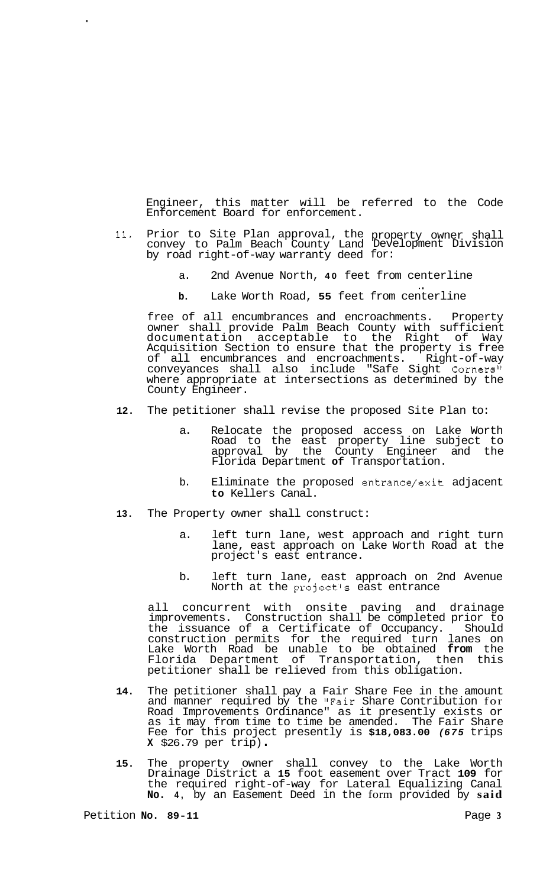Engineer, this matter will be referred to the Code Enforcement Board for enforcement.

11. Prior to Site Plan approval, the property owner shall convey to Palm Beach County Land Development Division by road right-of-way warranty deed for:

    a. 2nd Avenue North, **40** feet from centerline

    **b.** Lake Worth Road, **55** feet from centerline

    free of all encumbrances and encroachments. Property owner shall provide Palm Beach County with sufficient documentation acceptable to the Right of Way Acquisition Section to ensure that the property is free of all encumbrances and encroachments. Right-of-way conveyances shall also include "Safe Sight Corners" where appropriate at intersections as determined by the County Engineer.

**12.** The petitioner shall revise the proposed Site Plan to:

    a. Relocate the proposed access on Lake Worth Road to the east property line subject to approval by the County Engineer and the Florida Department **of** Transportation.

    b. Eliminate the proposed entrance/exit adjacent **to** Kellers Canal.

**13.** The Property owner shall construct:

    a. left turn lane, west approach and right turn lane, east approach on Lake Worth Road at the project's east entrance.

    b. left turn lane, east approach on 2nd Avenue North at the project's east entrance

    all concurrent with onsite paving and drainage improvements. Construction shall be completed prior to the issuance of a Certificate of Occupancy. Should construction permits for the required turn lanes on Lake Worth Road be unable to be obtained **from** the Florida Department of Transportation, then this petitioner shall be relieved from this obligation.

**14.** The petitioner shall pay a Fair Share Fee in the amount and manner required by the "Fair Share Contribution for Road Improvements Ordinance" as it presently exists or as it may from time to time be amended. The Fair Share Fee for this project presently is **$18,083.00** ***(675*** trips **X** $26.79 per trip)**.**

**15.** The property owner shall convey to the Lake Worth Drainage District a **15** foot easement over Tract **109** for the required right-of-way for Lateral Equalizing Canal **No. 4**, by an Easement Deed in the form provided by **said**

Petition **No. 89-11**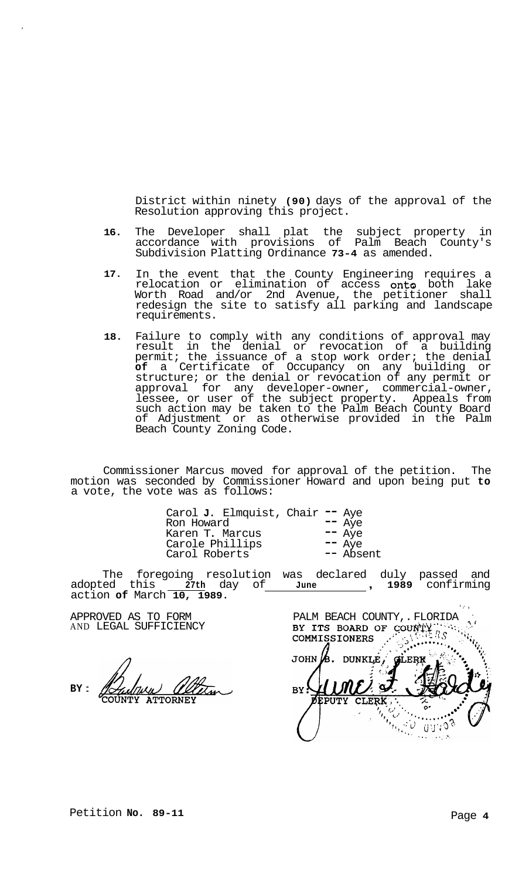District within ninety (90) days of the approval of the Resolution approving this project.

16. The Developer shall plat the subject property in accordance with provisions of Palm Beach County's Subdivision Platting Ordinance 73-4 as amended.

17. In the event that the County Engineering requires a relocation or elimination of access onto both lake Worth Road and/or 2nd Avenue, the petitioner shall redesign the site to satisfy all parking and landscape requirements.

18. Failure to comply with any conditions of approval may result in the denial or revocation of a building permit; the issuance of a stop work order; the denial of a Certificate of Occupancy on any building or structure; or the denial or revocation of any permit or approval for any developer-owner, commercial-owner, lessee, or user of the subject property. Appeals from such action may be taken to the Palm Beach County Board of Adjustment or as otherwise provided in the Palm Beach County Zoning Code.

Commissioner Marcus moved for approval of the petition. The motion was seconded by Commissioner Howard and upon being put to a vote, the vote was as follows:

| | |
|---|---|
| Carol J. Elmquist, Chair | -- Aye |
| Ron Howard | -- Aye |
| Karen T. Marcus | -- Aye |
| Carole Phillips | -- Aye |
| Carol Roberts | -- Absent |

The foregoing resolution was declared duly passed and adopted this 27th day of June, 1989 confirming action of March 10, 1989.

APPROVED AS TO FORM AND LEGAL SUFFICIENCY

BY: COUNTY ATTORNEY

PALM BEACH COUNTY, FLORIDA BY ITS BOARD OF COUNTY COMMISSIONERS

JOHN B. DUNKLE, CLERK

BY: DEPUTY CLERK

Petition No. 89-11